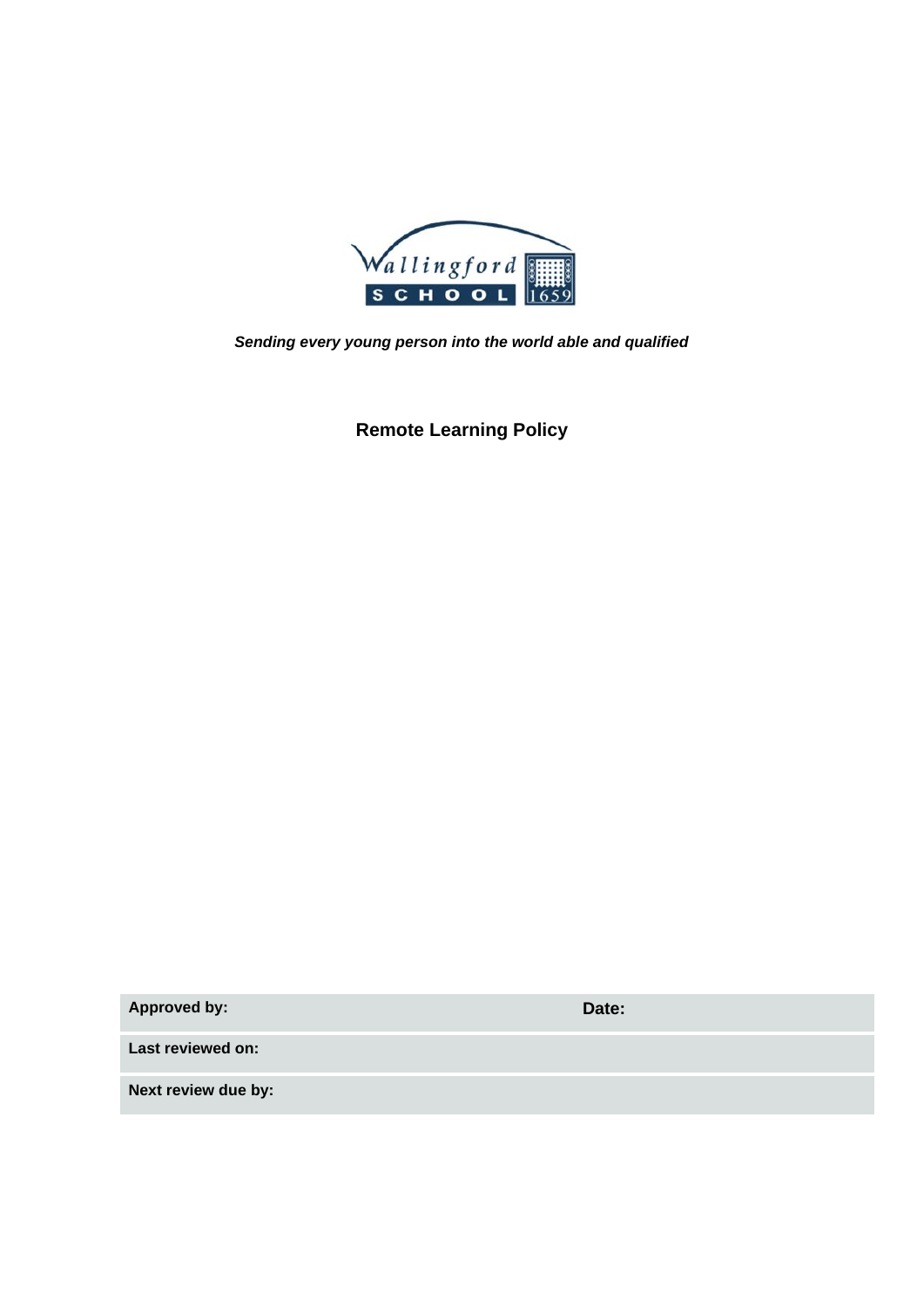Wallingford SCHOOL 1659

***Sending every young person into the world able and qualified***

# Remote Learning Policy

| **Approved by:** | **Date:** |
|---|---|
| **Last reviewed on:** | |
| **Next review due by:** | |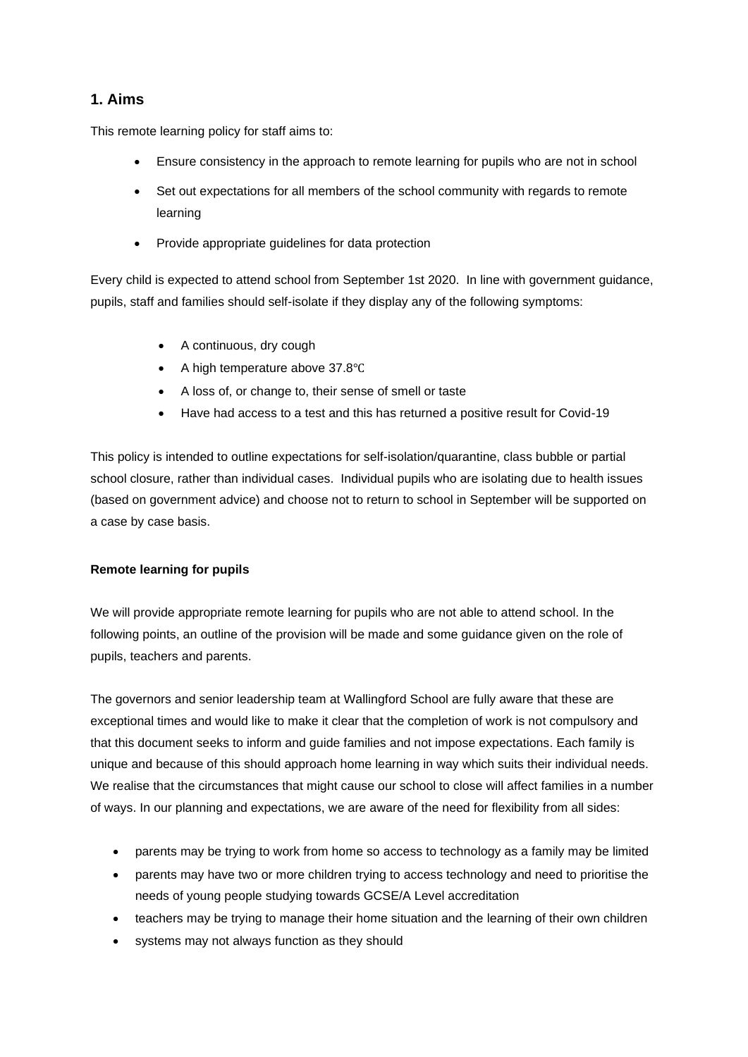## 1. Aims

This remote learning policy for staff aims to:

- Ensure consistency in the approach to remote learning for pupils who are not in school
- Set out expectations for all members of the school community with regards to remote learning
- Provide appropriate guidelines for data protection

Every child is expected to attend school from September 1st 2020. In line with government guidance, pupils, staff and families should self-isolate if they display any of the following symptoms:

- A continuous, dry cough
- A high temperature above 37.8℃
- A loss of, or change to, their sense of smell or taste
- Have had access to a test and this has returned a positive result for Covid-19

This policy is intended to outline expectations for self-isolation/quarantine, class bubble or partial school closure, rather than individual cases. Individual pupils who are isolating due to health issues (based on government advice) and choose not to return to school in September will be supported on a case by case basis.

**Remote learning for pupils**

We will provide appropriate remote learning for pupils who are not able to attend school. In the following points, an outline of the provision will be made and some guidance given on the role of pupils, teachers and parents.

The governors and senior leadership team at Wallingford School are fully aware that these are exceptional times and would like to make it clear that the completion of work is not compulsory and that this document seeks to inform and guide families and not impose expectations. Each family is unique and because of this should approach home learning in way which suits their individual needs. We realise that the circumstances that might cause our school to close will affect families in a number of ways. In our planning and expectations, we are aware of the need for flexibility from all sides:

- parents may be trying to work from home so access to technology as a family may be limited
- parents may have two or more children trying to access technology and need to prioritise the needs of young people studying towards GCSE/A Level accreditation
- teachers may be trying to manage their home situation and the learning of their own children
- systems may not always function as they should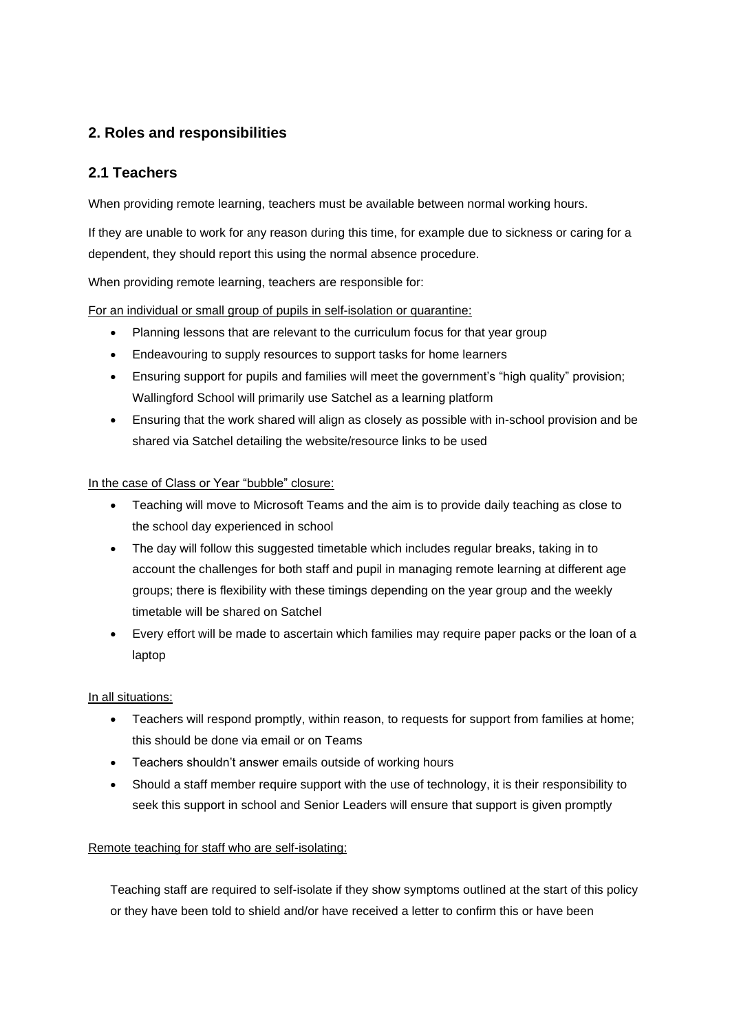## 2. Roles and responsibilities

### 2.1 Teachers

When providing remote learning, teachers must be available between normal working hours.

If they are unable to work for any reason during this time, for example due to sickness or caring for a dependent, they should report this using the normal absence procedure.

When providing remote learning, teachers are responsible for:

<u>For an individual or small group of pupils in self-isolation or quarantine:</u>

- Planning lessons that are relevant to the curriculum focus for that year group
- Endeavouring to supply resources to support tasks for home learners
- Ensuring support for pupils and families will meet the government's "high quality" provision; Wallingford School will primarily use Satchel as a learning platform
- Ensuring that the work shared will align as closely as possible with in-school provision and be shared via Satchel detailing the website/resource links to be used

<u>In the case of Class or Year "bubble" closure:</u>

- Teaching will move to Microsoft Teams and the aim is to provide daily teaching as close to the school day experienced in school
- The day will follow this suggested timetable which includes regular breaks, taking in to account the challenges for both staff and pupil in managing remote learning at different age groups; there is flexibility with these timings depending on the year group and the weekly timetable will be shared on Satchel
- Every effort will be made to ascertain which families may require paper packs or the loan of a laptop

<u>In all situations:</u>

- Teachers will respond promptly, within reason, to requests for support from families at home; this should be done via email or on Teams
- Teachers shouldn't answer emails outside of working hours
- Should a staff member require support with the use of technology, it is their responsibility to seek this support in school and Senior Leaders will ensure that support is given promptly

<u>Remote teaching for staff who are self-isolating:</u>

Teaching staff are required to self-isolate if they show symptoms outlined at the start of this policy or they have been told to shield and/or have received a letter to confirm this or have been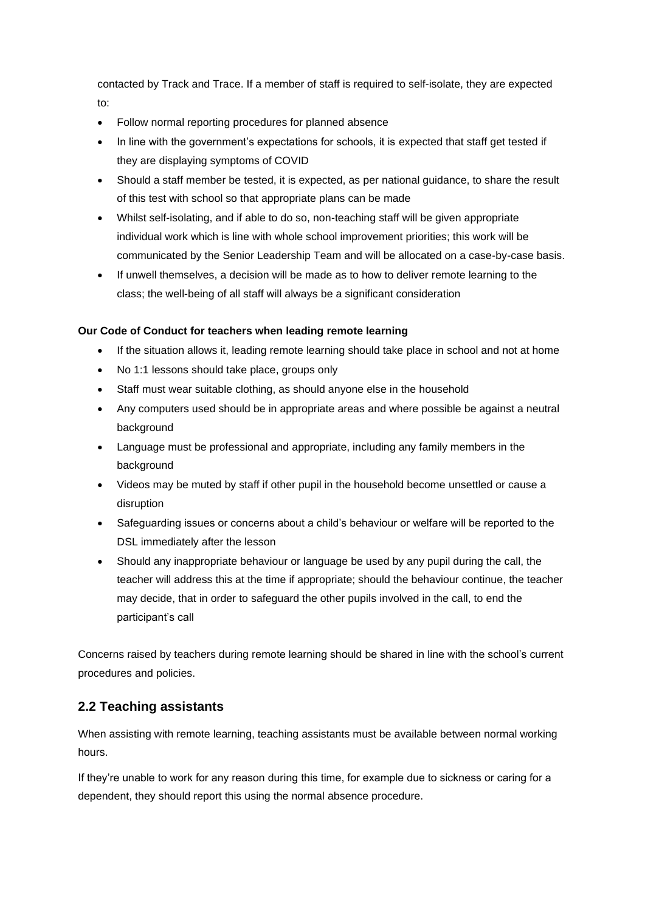contacted by Track and Trace. If a member of staff is required to self-isolate, they are expected to:

- Follow normal reporting procedures for planned absence
- In line with the government's expectations for schools, it is expected that staff get tested if they are displaying symptoms of COVID
- Should a staff member be tested, it is expected, as per national guidance, to share the result of this test with school so that appropriate plans can be made
- Whilst self-isolating, and if able to do so, non-teaching staff will be given appropriate individual work which is line with whole school improvement priorities; this work will be communicated by the Senior Leadership Team and will be allocated on a case-by-case basis.
- If unwell themselves, a decision will be made as to how to deliver remote learning to the class; the well-being of all staff will always be a significant consideration

**Our Code of Conduct for teachers when leading remote learning**

- If the situation allows it, leading remote learning should take place in school and not at home
- No 1:1 lessons should take place, groups only
- Staff must wear suitable clothing, as should anyone else in the household
- Any computers used should be in appropriate areas and where possible be against a neutral background
- Language must be professional and appropriate, including any family members in the background
- Videos may be muted by staff if other pupil in the household become unsettled or cause a disruption
- Safeguarding issues or concerns about a child's behaviour or welfare will be reported to the DSL immediately after the lesson
- Should any inappropriate behaviour or language be used by any pupil during the call, the teacher will address this at the time if appropriate; should the behaviour continue, the teacher may decide, that in order to safeguard the other pupils involved in the call, to end the participant's call

Concerns raised by teachers during remote learning should be shared in line with the school's current procedures and policies.

## 2.2 Teaching assistants

When assisting with remote learning, teaching assistants must be available between normal working hours.

If they're unable to work for any reason during this time, for example due to sickness or caring for a dependent, they should report this using the normal absence procedure.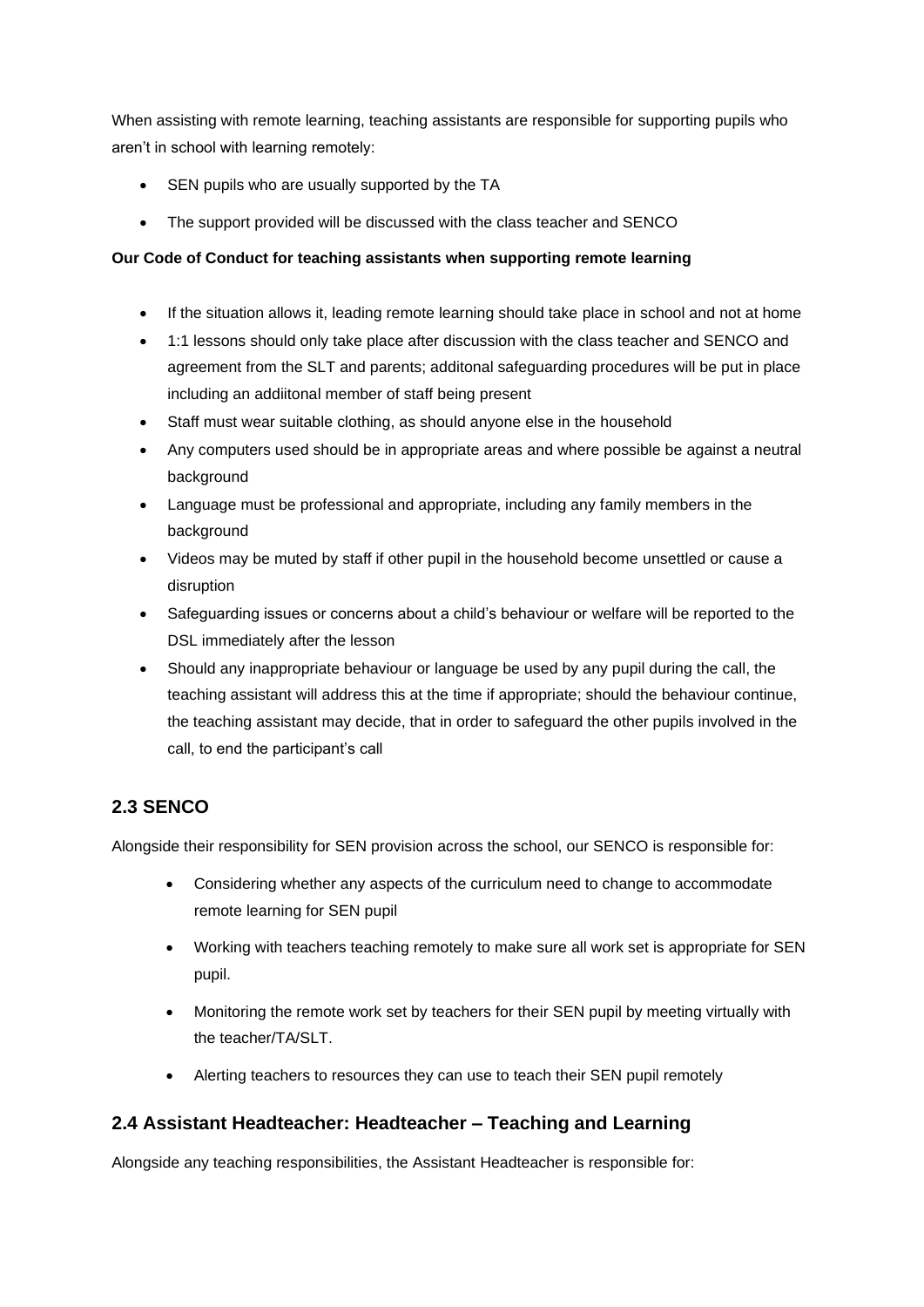When assisting with remote learning, teaching assistants are responsible for supporting pupils who aren't in school with learning remotely:

- SEN pupils who are usually supported by the TA
- The support provided will be discussed with the class teacher and SENCO

**Our Code of Conduct for teaching assistants when supporting remote learning**

- If the situation allows it, leading remote learning should take place in school and not at home
- 1:1 lessons should only take place after discussion with the class teacher and SENCO and agreement from the SLT and parents; additonal safeguarding procedures will be put in place including an addiitonal member of staff being present
- Staff must wear suitable clothing, as should anyone else in the household
- Any computers used should be in appropriate areas and where possible be against a neutral background
- Language must be professional and appropriate, including any family members in the background
- Videos may be muted by staff if other pupil in the household become unsettled or cause a disruption
- Safeguarding issues or concerns about a child's behaviour or welfare will be reported to the DSL immediately after the lesson
- Should any inappropriate behaviour or language be used by any pupil during the call, the teaching assistant will address this at the time if appropriate; should the behaviour continue, the teaching assistant may decide, that in order to safeguard the other pupils involved in the call, to end the participant's call

## 2.3 SENCO

Alongside their responsibility for SEN provision across the school, our SENCO is responsible for:

- Considering whether any aspects of the curriculum need to change to accommodate remote learning for SEN pupil
- Working with teachers teaching remotely to make sure all work set is appropriate for SEN pupil.
- Monitoring the remote work set by teachers for their SEN pupil by meeting virtually with the teacher/TA/SLT.
- Alerting teachers to resources they can use to teach their SEN pupil remotely

## 2.4 Assistant Headteacher: Headteacher – Teaching and Learning

Alongside any teaching responsibilities, the Assistant Headteacher is responsible for: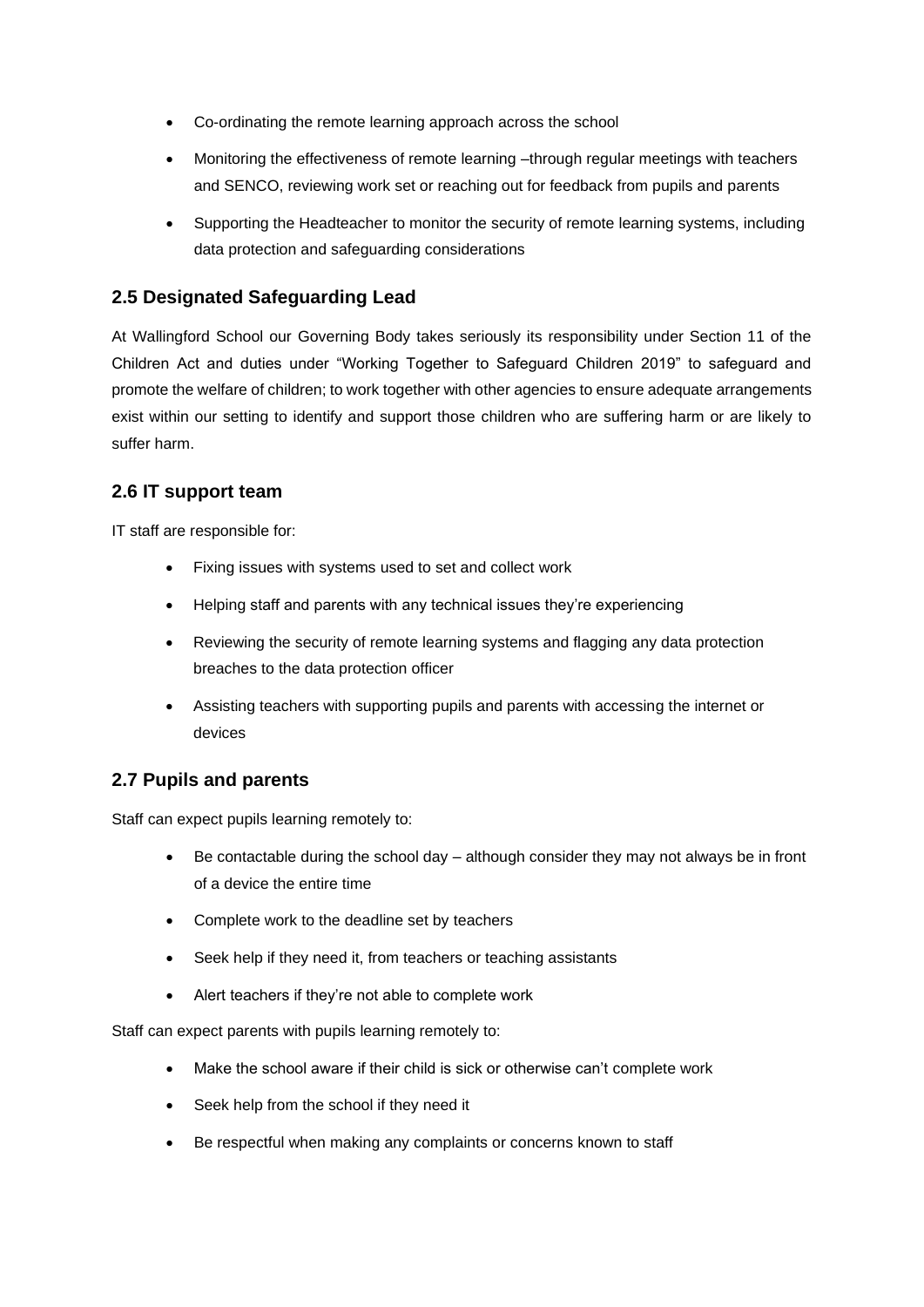- Co-ordinating the remote learning approach across the school
- Monitoring the effectiveness of remote learning –through regular meetings with teachers and SENCO, reviewing work set or reaching out for feedback from pupils and parents
- Supporting the Headteacher to monitor the security of remote learning systems, including data protection and safeguarding considerations

## 2.5 Designated Safeguarding Lead

At Wallingford School our Governing Body takes seriously its responsibility under Section 11 of the Children Act and duties under "Working Together to Safeguard Children 2019" to safeguard and promote the welfare of children; to work together with other agencies to ensure adequate arrangements exist within our setting to identify and support those children who are suffering harm or are likely to suffer harm.

## 2.6 IT support team

IT staff are responsible for:

- Fixing issues with systems used to set and collect work
- Helping staff and parents with any technical issues they're experiencing
- Reviewing the security of remote learning systems and flagging any data protection breaches to the data protection officer
- Assisting teachers with supporting pupils and parents with accessing the internet or devices

## 2.7 Pupils and parents

Staff can expect pupils learning remotely to:

- Be contactable during the school day – although consider they may not always be in front of a device the entire time
- Complete work to the deadline set by teachers
- Seek help if they need it, from teachers or teaching assistants
- Alert teachers if they're not able to complete work

Staff can expect parents with pupils learning remotely to:

- Make the school aware if their child is sick or otherwise can't complete work
- Seek help from the school if they need it
- Be respectful when making any complaints or concerns known to staff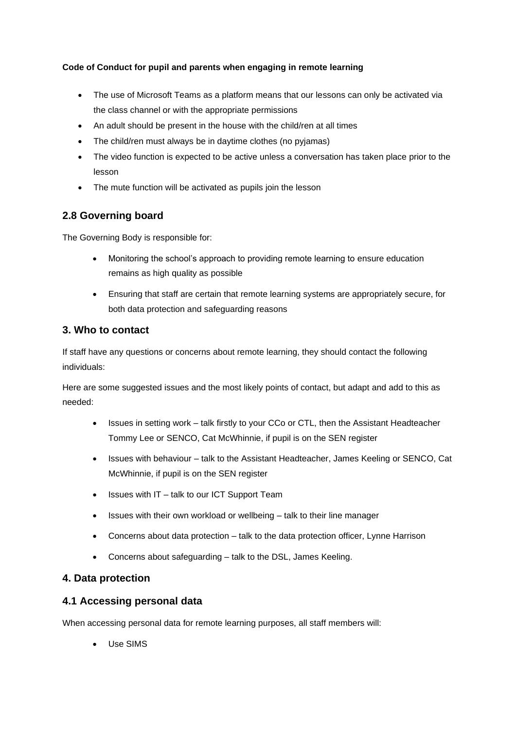**Code of Conduct for pupil and parents when engaging in remote learning**

- The use of Microsoft Teams as a platform means that our lessons can only be activated via the class channel or with the appropriate permissions
- An adult should be present in the house with the child/ren at all times
- The child/ren must always be in daytime clothes (no pyjamas)
- The video function is expected to be active unless a conversation has taken place prior to the lesson
- The mute function will be activated as pupils join the lesson

## 2.8 Governing board

The Governing Body is responsible for:

- Monitoring the school's approach to providing remote learning to ensure education remains as high quality as possible
- Ensuring that staff are certain that remote learning systems are appropriately secure, for both data protection and safeguarding reasons

## 3. Who to contact

If staff have any questions or concerns about remote learning, they should contact the following individuals:

Here are some suggested issues and the most likely points of contact, but adapt and add to this as needed:

- Issues in setting work – talk firstly to your CCo or CTL, then the Assistant Headteacher Tommy Lee or SENCO, Cat McWhinnie, if pupil is on the SEN register
- Issues with behaviour – talk to the Assistant Headteacher, James Keeling or SENCO, Cat McWhinnie, if pupil is on the SEN register
- Issues with IT – talk to our ICT Support Team
- Issues with their own workload or wellbeing – talk to their line manager
- Concerns about data protection – talk to the data protection officer, Lynne Harrison
- Concerns about safeguarding – talk to the DSL, James Keeling.

## 4. Data protection

## 4.1 Accessing personal data

When accessing personal data for remote learning purposes, all staff members will:

- Use SIMS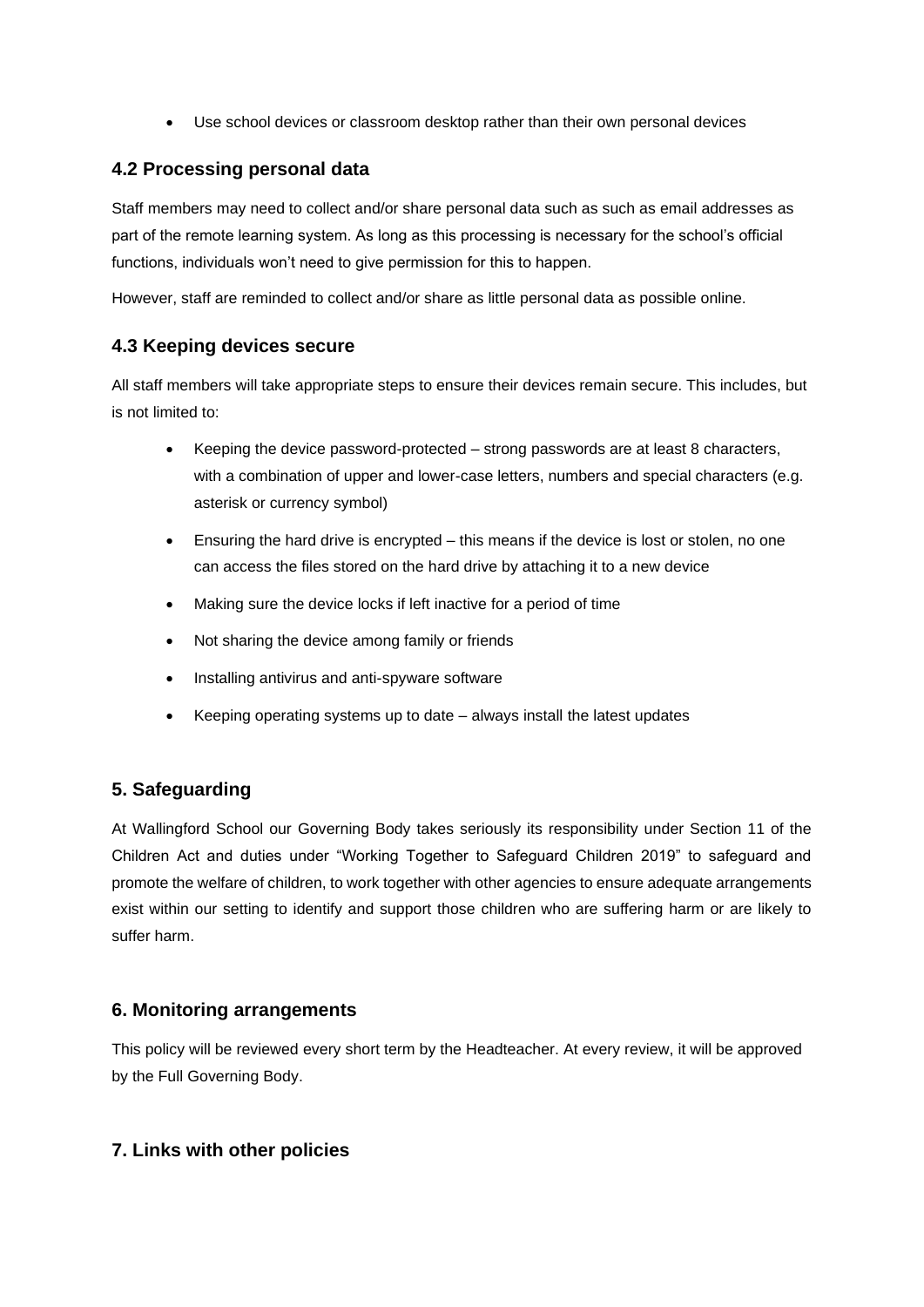- Use school devices or classroom desktop rather than their own personal devices

## 4.2 Processing personal data

Staff members may need to collect and/or share personal data such as such as email addresses as part of the remote learning system. As long as this processing is necessary for the school's official functions, individuals won't need to give permission for this to happen.

However, staff are reminded to collect and/or share as little personal data as possible online.

## 4.3 Keeping devices secure

All staff members will take appropriate steps to ensure their devices remain secure. This includes, but is not limited to:

- Keeping the device password-protected – strong passwords are at least 8 characters, with a combination of upper and lower-case letters, numbers and special characters (e.g. asterisk or currency symbol)
- Ensuring the hard drive is encrypted – this means if the device is lost or stolen, no one can access the files stored on the hard drive by attaching it to a new device
- Making sure the device locks if left inactive for a period of time
- Not sharing the device among family or friends
- Installing antivirus and anti-spyware software
- Keeping operating systems up to date – always install the latest updates

## 5. Safeguarding

At Wallingford School our Governing Body takes seriously its responsibility under Section 11 of the Children Act and duties under "Working Together to Safeguard Children 2019" to safeguard and promote the welfare of children, to work together with other agencies to ensure adequate arrangements exist within our setting to identify and support those children who are suffering harm or are likely to suffer harm.

## 6. Monitoring arrangements

This policy will be reviewed every short term by the Headteacher. At every review, it will be approved by the Full Governing Body.

## 7. Links with other policies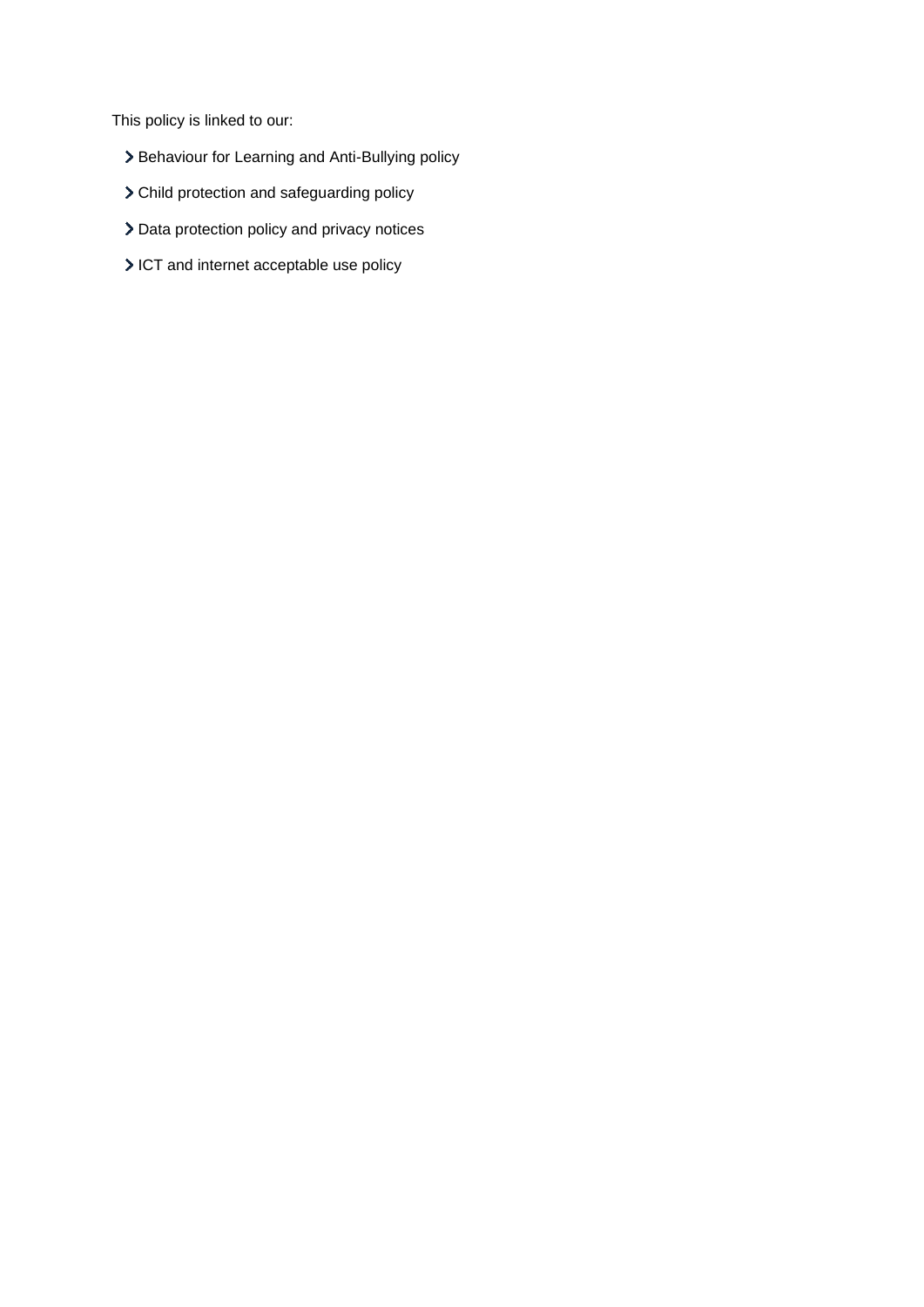This policy is linked to our:

- Behaviour for Learning and Anti-Bullying policy
- Child protection and safeguarding policy
- Data protection policy and privacy notices
- ICT and internet acceptable use policy